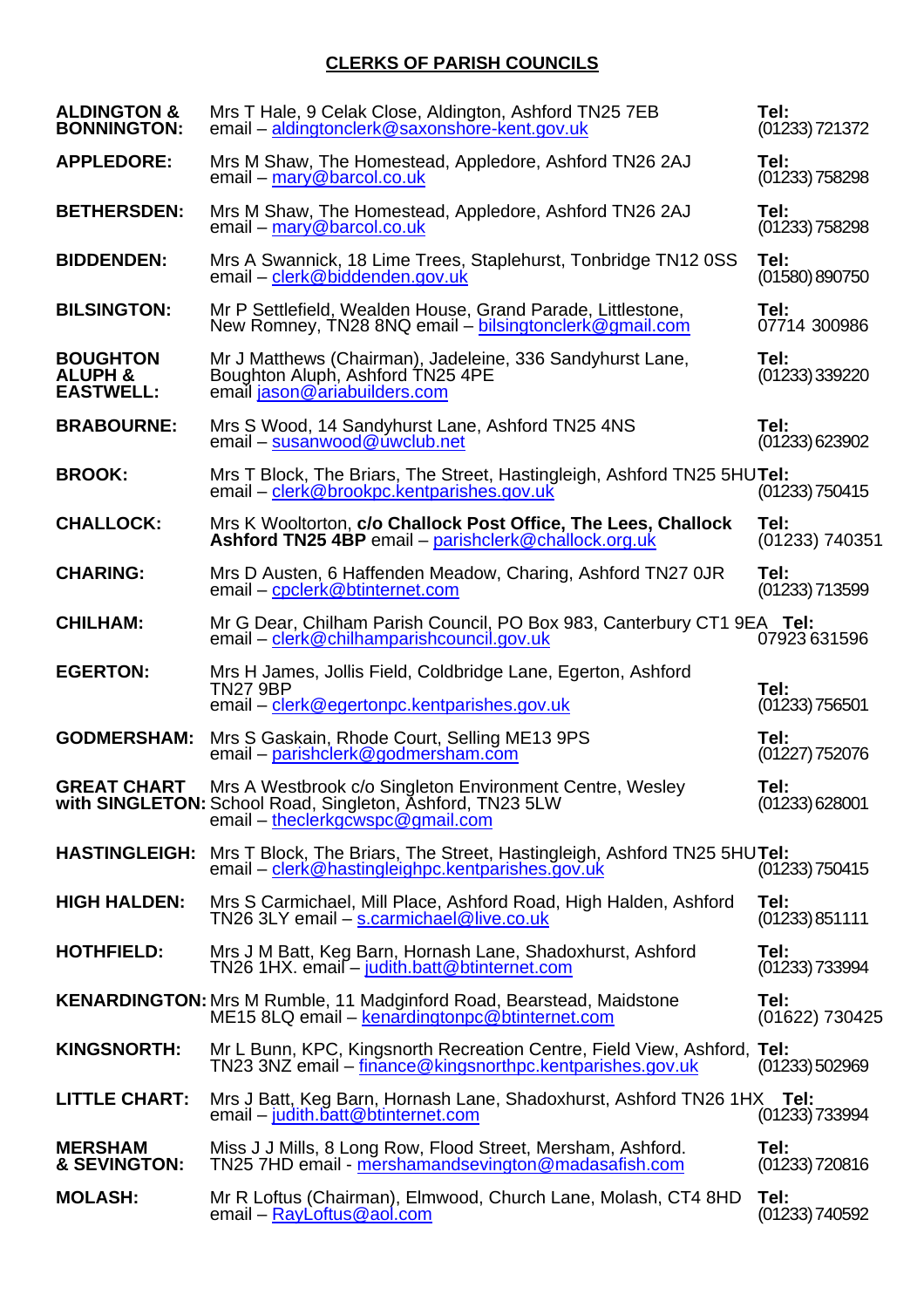## CLERKS OF PARISH COUNCILS

| | | |
|---|---|---|
| **ALDINGTON & BONNINGTON:** | Mrs T Hale, 9 Celak Close, Aldington, Ashford TN25 7EB email – aldingtonclerk@saxonshore-kent.gov.uk | **Tel:** (01233) 721372 |
| **APPLEDORE:** | Mrs M Shaw, The Homestead, Appledore, Ashford TN26 2AJ email – mary@barcol.co.uk | **Tel:** (01233) 758298 |
| **BETHERSDEN:** | Mrs M Shaw, The Homestead, Appledore, Ashford TN26 2AJ email – mary@barcol.co.uk | **Tel:** (01233) 758298 |
| **BIDDENDEN:** | Mrs A Swannick, 18 Lime Trees, Staplehurst, Tonbridge TN12 0SS email – clerk@biddenden.gov.uk | **Tel:** (01580) 890750 |
| **BILSINGTON:** | Mr P Settlefield, Wealden House, Grand Parade, Littlestone, New Romney, TN28 8NQ email – bilsingtonclerk@gmail.com | **Tel:** 07714 300986 |
| **BOUGHTON ALUPH & EASTWELL:** | Mr J Matthews (Chairman), Jadeleine, 336 Sandyhurst Lane, Boughton Aluph, Ashford TN25 4PE email jason@ariabuilders.com | **Tel:** (01233) 339220 |
| **BRABOURNE:** | Mrs S Wood, 14 Sandyhurst Lane, Ashford TN25 4NS email – susanwood@uwclub.net | **Tel:** (01233) 623902 |
| **BROOK:** | Mrs T Block, The Briars, The Street, Hastingleigh, Ashford TN25 5HU email – clerk@brookpc.kentparishes.gov.uk | **Tel:** (01233) 750415 |
| **CHALLOCK:** | Mrs K Wooltorton, **c/o Challock Post Office, The Lees, Challock Ashford TN25 4BP** email – parishclerk@challock.org.uk | **Tel:** (01233) 740351 |
| **CHARING:** | Mrs D Austen, 6 Haffenden Meadow, Charing, Ashford TN27 0JR email – cpclerk@btinternet.com | **Tel:** (01233) 713599 |
| **CHILHAM:** | Mr G Dear, Chilham Parish Council, PO Box 983, Canterbury CT1 9EA email – clerk@chilhamparishcouncil.gov.uk | **Tel:** 07923 631596 |
| **EGERTON:** | Mrs H James, Jollis Field, Coldbridge Lane, Egerton, Ashford TN27 9BP email – clerk@egertonpc.kentparishes.gov.uk | **Tel:** (01233) 756501 |
| **GODMERSHAM:** | Mrs S Gaskain, Rhode Court, Selling ME13 9PS email – parishclerk@godmersham.com | **Tel:** (01227) 752076 |
| **GREAT CHART with SINGLETON:** | Mrs A Westbrook c/o Singleton Environment Centre, Wesley School Road, Singleton, Ashford, TN23 5LW email – theclerkgcwspc@gmail.com | **Tel:** (01233) 628001 |
| **HASTINGLEIGH:** | Mrs T Block, The Briars, The Street, Hastingleigh, Ashford TN25 5HU email – clerk@hastingleighpc.kentparishes.gov.uk | **Tel:** (01233) 750415 |
| **HIGH HALDEN:** | Mrs S Carmichael, Mill Place, Ashford Road, High Halden, Ashford TN26 3LY email – s.carmichael@live.co.uk | **Tel:** (01233) 851111 |
| **HOTHFIELD:** | Mrs J M Batt, Keg Barn, Hornash Lane, Shadoxhurst, Ashford TN26 1HX. email – judith.batt@btinternet.com | **Tel:** (01233) 733994 |
| **KENARDINGTON:** | Mrs M Rumble, 11 Madginford Road, Bearstead, Maidstone ME15 8LQ email – kenardingtonpc@btinternet.com | **Tel:** (01622) 730425 |
| **KINGSNORTH:** | Mr L Bunn, KPC, Kingsnorth Recreation Centre, Field View, Ashford, TN23 3NZ email – finance@kingsnorthpc.kentparishes.gov.uk | **Tel:** (01233) 502969 |
| **LITTLE CHART:** | Mrs J Batt, Keg Barn, Hornash Lane, Shadoxhurst, Ashford TN26 1HX email – judith.batt@btinternet.com | **Tel:** (01233) 733994 |
| **MERSHAM & SEVINGTON:** | Miss J J Mills, 8 Long Row, Flood Street, Mersham, Ashford. TN25 7HD email - mershamandsevington@madasafish.com | **Tel:** (01233) 720816 |
| **MOLASH:** | Mr R Loftus (Chairman), Elmwood, Church Lane, Molash, CT4 8HD email – RayLoftus@aol.com | **Tel:** (01233) 740592 |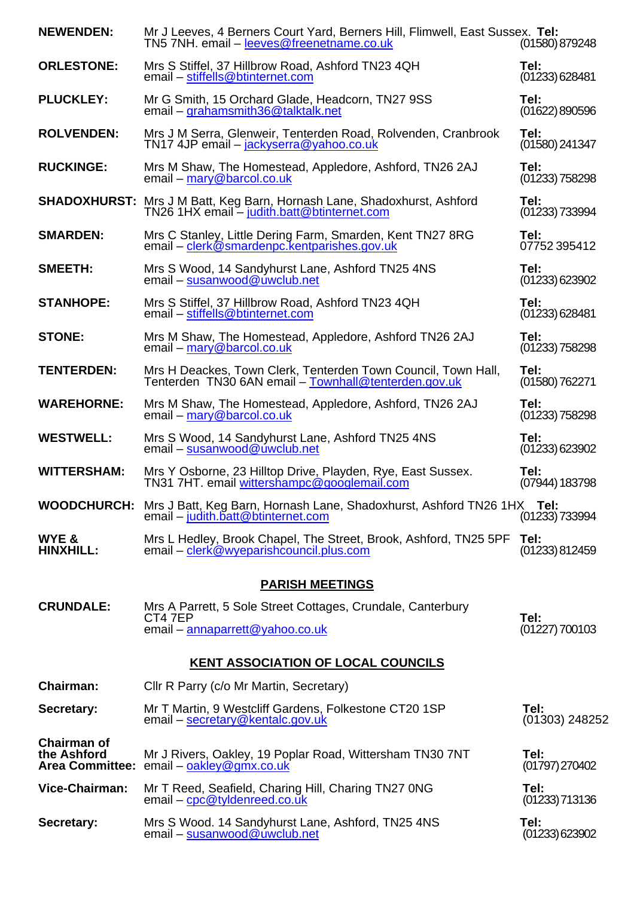| | | |
|---|---|---|
| **NEWENDEN:** | Mr J Leeves, 4 Berners Court Yard, Berners Hill, Flimwell, East Sussex. TN5 7NH. email – leeves@freenetname.co.uk | **Tel:** (01580) 879248 |
| **ORLESTONE:** | Mrs S Stiffel, 37 Hillbrow Road, Ashford TN23 4QH email – stiffells@btinternet.com | **Tel:** (01233) 628481 |
| **PLUCKLEY:** | Mr G Smith, 15 Orchard Glade, Headcorn, TN27 9SS email – grahamsmith36@talktalk.net | **Tel:** (01622) 890596 |
| **ROLVENDEN:** | Mrs J M Serra, Glenweir, Tenterden Road, Rolvenden, Cranbrook TN17 4JP email – jackyserra@yahoo.co.uk | **Tel:** (01580) 241347 |
| **RUCKINGE:** | Mrs M Shaw, The Homestead, Appledore, Ashford, TN26 2AJ email – mary@barcol.co.uk | **Tel:** (01233) 758298 |
| **SHADOXHURST:** | Mrs J M Batt, Keg Barn, Hornash Lane, Shadoxhurst, Ashford TN26 1HX email – judith.batt@btinternet.com | **Tel:** (01233) 733994 |
| **SMARDEN:** | Mrs C Stanley, Little Dering Farm, Smarden, Kent TN27 8RG email – clerk@smardenpc.kentparishes.gov.uk | **Tel:** 07752 395412 |
| **SMEETH:** | Mrs S Wood, 14 Sandyhurst Lane, Ashford TN25 4NS email – susanwood@uwclub.net | **Tel:** (01233) 623902 |
| **STANHOPE:** | Mrs S Stiffel, 37 Hillbrow Road, Ashford TN23 4QH email – stiffells@btinternet.com | **Tel:** (01233) 628481 |
| **STONE:** | Mrs M Shaw, The Homestead, Appledore, Ashford TN26 2AJ email – mary@barcol.co.uk | **Tel:** (01233) 758298 |
| **TENTERDEN:** | Mrs H Deackes, Town Clerk, Tenterden Town Council, Town Hall, Tenterden TN30 6AN email – Townhall@tenterden.gov.uk | **Tel:** (01580) 762271 |
| **WAREHORNE:** | Mrs M Shaw, The Homestead, Appledore, Ashford, TN26 2AJ email – mary@barcol.co.uk | **Tel:** (01233) 758298 |
| **WESTWELL:** | Mrs S Wood, 14 Sandyhurst Lane, Ashford TN25 4NS email – susanwood@uwclub.net | **Tel:** (01233) 623902 |
| **WITTERSHAM:** | Mrs Y Osborne, 23 Hilltop Drive, Playden, Rye, East Sussex. TN31 7HT. email wittershampc@googlemail.com | **Tel:** (07944) 183798 |
| **WOODCHURCH:** | Mrs J Batt, Keg Barn, Hornash Lane, Shadoxhurst, Ashford TN26 1HX email – judith.batt@btinternet.com | **Tel:** (01233) 733994 |
| **WYE & HINXHILL:** | Mrs L Hedley, Brook Chapel, The Street, Brook, Ashford, TN25 5PF email – clerk@wyeparishcouncil.plus.com | **Tel:** (01233) 812459 |

## PARISH MEETINGS

| | | |
|---|---|---|
| **CRUNDALE:** | Mrs A Parrett, 5 Sole Street Cottages, Crundale, Canterbury CT4 7EP email – annaparrett@yahoo.co.uk | **Tel:** (01227) 700103 |

## KENT ASSOCIATION OF LOCAL COUNCILS

| | | |
|---|---|---|
| **Chairman:** | Cllr R Parry (c/o Mr Martin, Secretary) | |
| **Secretary:** | Mr T Martin, 9 Westcliff Gardens, Folkestone CT20 1SP email – secretary@kentalc.gov.uk | **Tel:** (01303) 248252 |
| **Chairman of the Ashford Area Committee:** | Mr J Rivers, Oakley, 19 Poplar Road, Wittersham TN30 7NT email – oakley@gmx.co.uk | **Tel:** (01797) 270402 |
| **Vice-Chairman:** | Mr T Reed, Seafield, Charing Hill, Charing TN27 0NG email – cpc@tyldenreed.co.uk | **Tel:** (01233) 713136 |
| **Secretary:** | Mrs S Wood. 14 Sandyhurst Lane, Ashford, TN25 4NS email – susanwood@uwclub.net | **Tel:** (01233) 623902 |